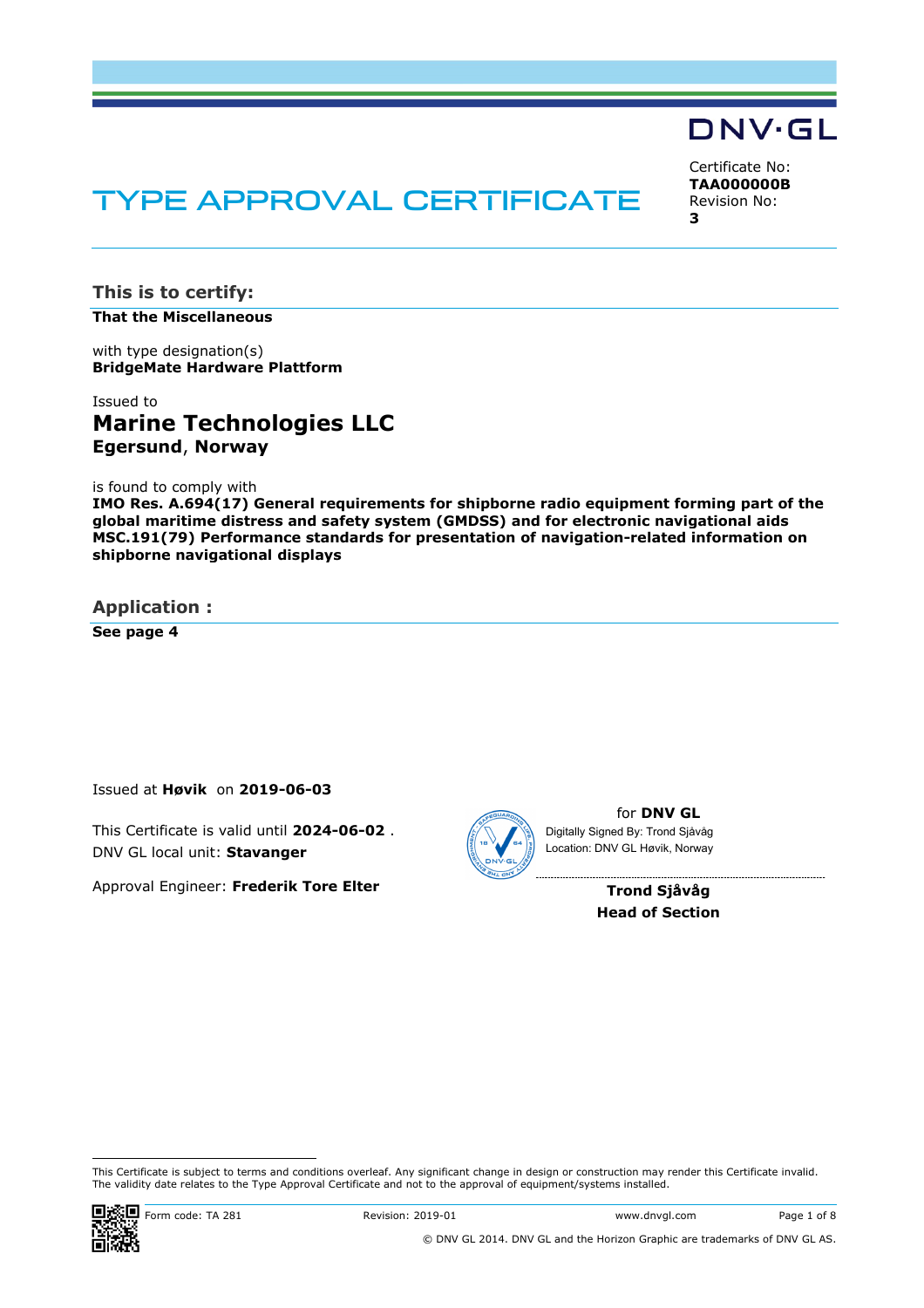DNV·GL

# TYPE APPROVAL CERTIFICATE

Certificate No:
**TAA000000B**
Revision No:
**3**

## This is to certify:

**That the Miscellaneous**

with type designation(s)
**BridgeMate Hardware Plattform**

Issued to
**Marine Technologies LLC**
**Egersund**, **Norway**

is found to comply with
**IMO Res. A.694(17) General requirements for shipborne radio equipment forming part of the global maritime distress and safety system (GMDSS) and for electronic navigational aids**
**MSC.191(79) Performance standards for presentation of navigation-related information on shipborne navigational displays**

## Application :

**See page 4**

Issued at **Høvik** on **2019-06-03**

This Certificate is valid until **2024-06-02** .
DNV GL local unit: **Stavanger**

Approval Engineer: **Frederik Tore Elter**

for **DNV GL**
Digitally Signed By: Trond Sjåvåg
Location: DNV GL Høvik, Norway

**Trond Sjåvåg**
**Head of Section**

This Certificate is subject to terms and conditions overleaf. Any significant change in design or construction may render this Certificate invalid.
The validity date relates to the Type Approval Certificate and not to the approval of equipment/systems installed.

Form code: TA 281 Revision: 2019-01 www.dnvgl.com

© DNV GL 2014. DNV GL and the Horizon Graphic are trademarks of DNV GL AS.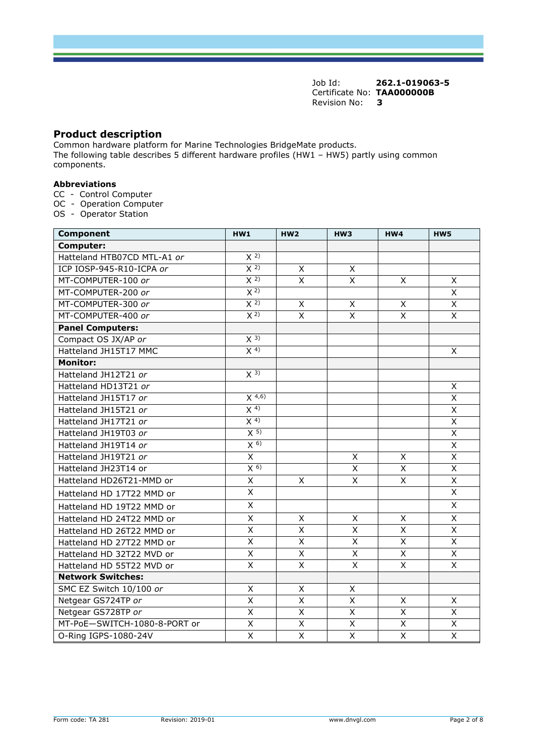Job Id: **262.1-019063-5**
Certificate No: **TAA000000B**
Revision No: **3**

## Product description

Common hardware platform for Marine Technologies BridgeMate products.
The following table describes 5 different hardware profiles (HW1 – HW5) partly using common components.

### Abbreviations

CC - Control Computer
OC - Operation Computer
OS - Operator Station

| Component | HW1 | HW2 | HW3 | HW4 | HW5 |
|---|---|---|---|---|---|
| **Computer:** | | | | | |
| Hatteland HTB07CD MTL-A1 *or* | X [2)] | | | | |
| ICP IOSP-945-R10-ICPA *or* | X [2)] | X | X | | |
| MT-COMPUTER-100 *or* | X [2)] | X | X | X | X |
| MT-COMPUTER-200 *or* | X [2)] | | | | X |
| MT-COMPUTER-300 *or* | X [2)] | X | X | X | X |
| MT-COMPUTER-400 *or* | X [2)] | X | X | X | X |
| **Panel Computers:** | | | | | |
| Compact OS JX/AP *or* | X [3)] | | | | |
| Hatteland JH15T17 MMC | X [4)] | | | | X |
| **Monitor:** | | | | | |
| Hatteland JH12T21 *or* | X [3)] | | | | |
| Hatteland HD13T21 *or* | | | | | X |
| Hatteland JH15T17 *or* | X [4,6)] | | | | X |
| Hatteland JH15T21 *or* | X [4)] | | | | X |
| Hatteland JH17T21 *or* | X [4)] | | | | X |
| Hatteland JH19T03 *or* | X [5)] | | | | X |
| Hatteland JH19T14 *or* | X [6)] | | | | X |
| Hatteland JH19T21 *or* | X | | X | X | X |
| Hatteland JH23T14 or | X [6)] | | X | X | X |
| Hatteland HD26T21-MMD or | X | X | X | X | X |
| Hatteland HD 17T22 MMD or | X | | | | X |
| Hatteland HD 19T22 MMD or | X | | | | X |
| Hatteland HD 24T22 MMD or | X | X | X | X | X |
| Hatteland HD 26T22 MMD or | X | X | X | X | X |
| Hatteland HD 27T22 MMD or | X | X | X | X | X |
| Hatteland HD 32T22 MVD or | X | X | X | X | X |
| Hatteland HD 55T22 MVD or | X | X | X | X | X |
| **Network Switches:** | | | | | |
| SMC EZ Switch 10/100 *or* | X | X | X | | |
| Netgear GS724TP *or* | X | X | X | X | X |
| Netgear GS728TP *or* | X | X | X | X | X |
| MT-PoE—SWITCH-1080-8-PORT or | X | X | X | X | X |
| O-Ring IGPS-1080-24V | X | X | X | X | X |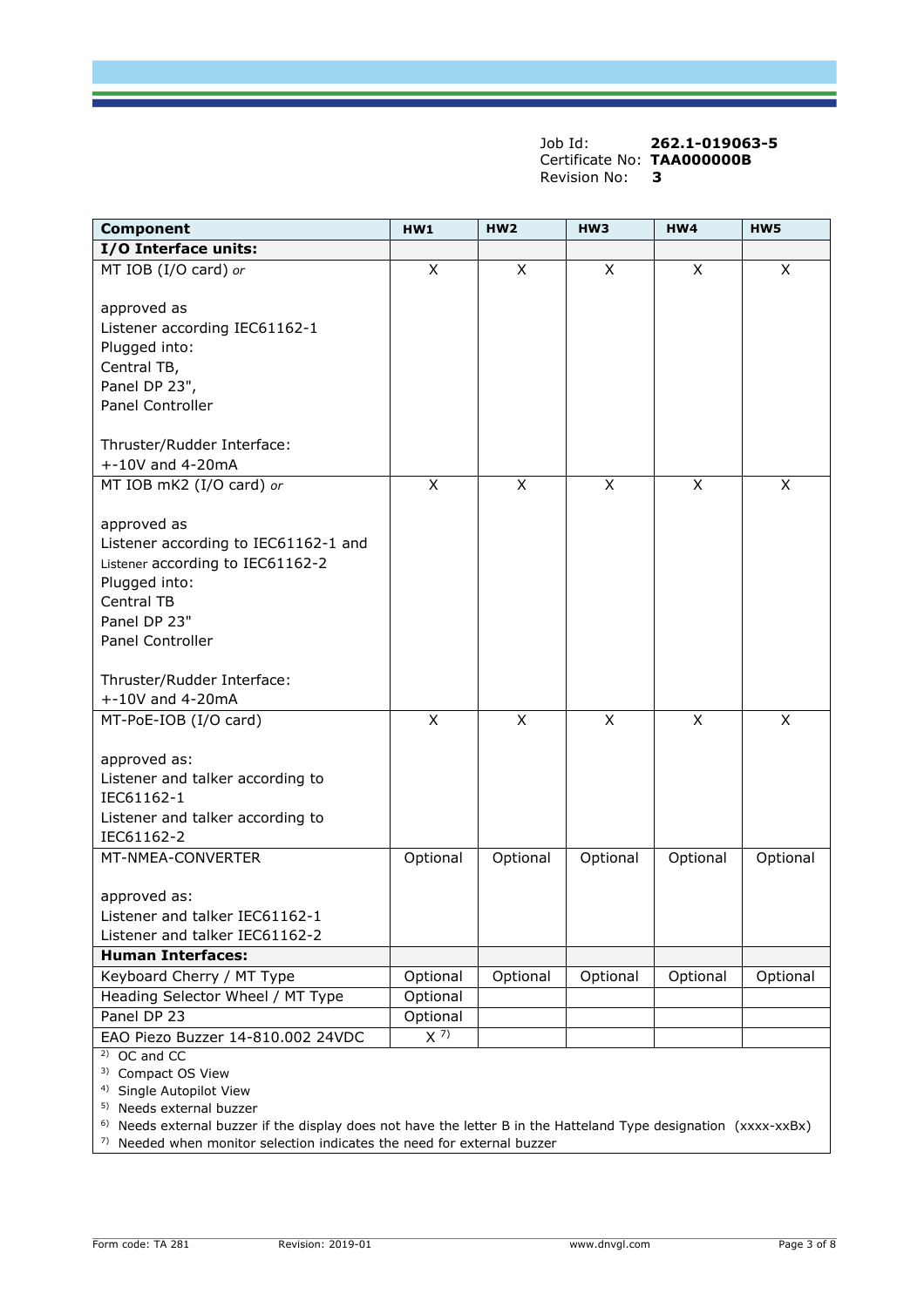Job Id: **262.1-019063-5**
Certificate No: **TAA000000B**
Revision No: **3**

| **Component** | **HW1** | **HW2** | **HW3** | **HW4** | **HW5** |
|---|---|---|---|---|---|
| **I/O Interface units:** | | | | | |
| MT IOB (I/O card) *or*<br><br>approved as<br>Listener according IEC61162-1<br>Plugged into:<br>Central TB,<br>Panel DP 23",<br>Panel Controller<br><br>Thruster/Rudder Interface:<br>+-10V and 4-20mA | X | X | X | X | X |
| MT IOB mK2 (I/O card) *or*<br><br>approved as<br>Listener according to IEC61162-1 and<br>Listener according to IEC61162-2<br>Plugged into:<br>Central TB<br>Panel DP 23"<br>Panel Controller<br><br>Thruster/Rudder Interface:<br>+-10V and 4-20mA | X | X | X | X | X |
| MT-PoE-IOB (I/O card)<br><br>approved as:<br>Listener and talker according to IEC61162-1<br>Listener and talker according to IEC61162-2 | X | X | X | X | X |
| MT-NMEA-CONVERTER<br><br>approved as:<br>Listener and talker IEC61162-1<br>Listener and talker IEC61162-2 | Optional | Optional | Optional | Optional | Optional |
| **Human Interfaces:** | | | | | |
| Keyboard Cherry / MT Type | Optional | Optional | Optional | Optional | Optional |
| Heading Selector Wheel / MT Type | Optional | | | | |
| Panel DP 23 | Optional | | | | |
| EAO Piezo Buzzer 14-810.002 24VDC | X [7] | | | | |

[2] OC and CC
[3] Compact OS View
[4] Single Autopilot View
[5] Needs external buzzer
[6] Needs external buzzer if the display does not have the letter B in the Hatteland Type designation (xxxx-xxBx)
[7] Needed when monitor selection indicates the need for external buzzer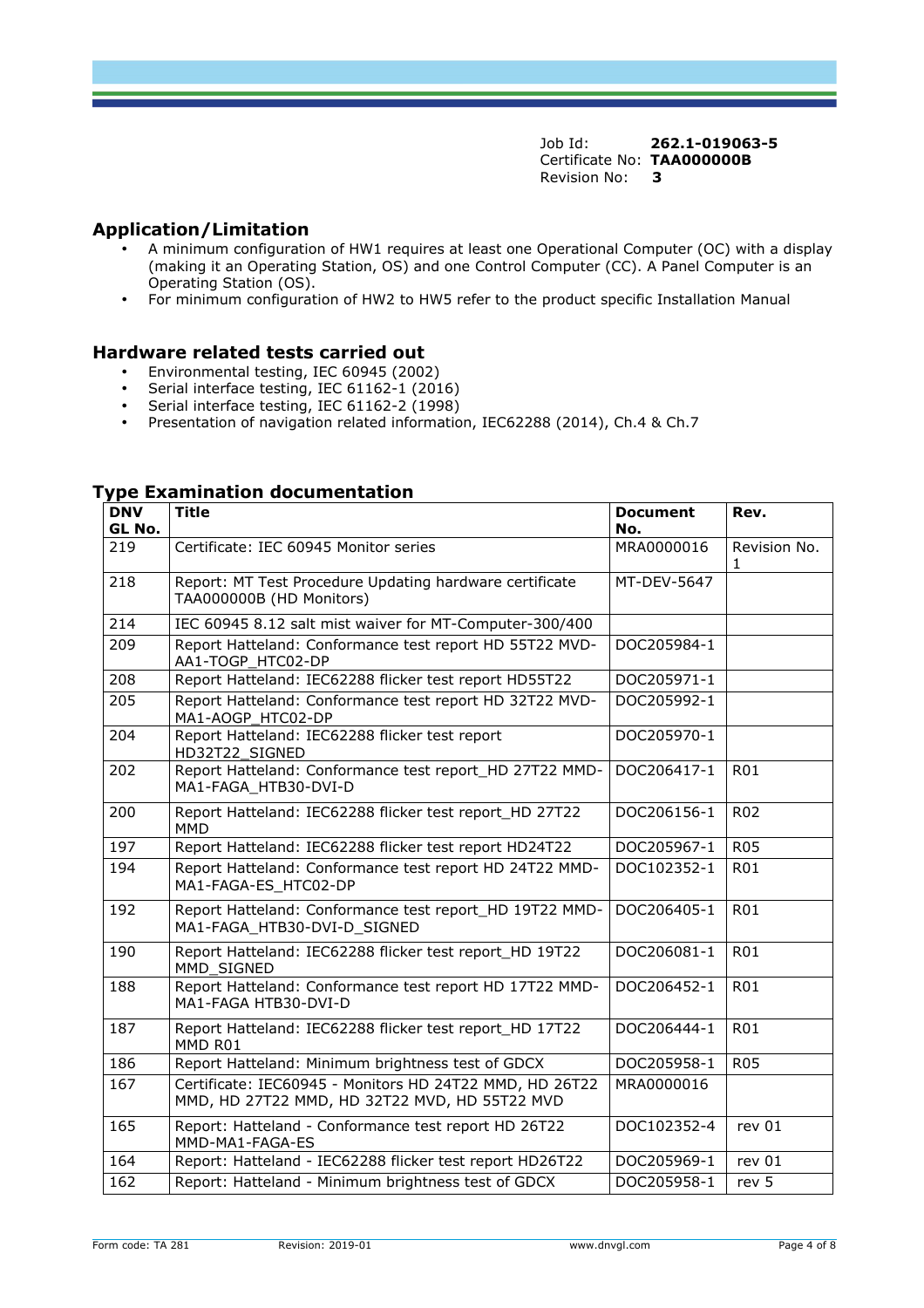Job Id: **262.1-019063-5**
Certificate No: **TAA000000B**
Revision No: **3**

## Application/Limitation

- A minimum configuration of HW1 requires at least one Operational Computer (OC) with a display (making it an Operating Station, OS) and one Control Computer (CC). A Panel Computer is an Operating Station (OS).
- For minimum configuration of HW2 to HW5 refer to the product specific Installation Manual

## Hardware related tests carried out

- Environmental testing, IEC 60945 (2002)
- Serial interface testing, IEC 61162-1 (2016)
- Serial interface testing, IEC 61162-2 (1998)
- Presentation of navigation related information, IEC62288 (2014), Ch.4 & Ch.7

## Type Examination documentation

| DNV GL No. | Title | Document No. | Rev. |
|---|---|---|---|
| 219 | Certificate: IEC 60945 Monitor series | MRA0000016 | Revision No. 1 |
| 218 | Report: MT Test Procedure Updating hardware certificate TAA000000B (HD Monitors) | MT-DEV-5647 | |
| 214 | IEC 60945 8.12 salt mist waiver for MT-Computer-300/400 | | |
| 209 | Report Hatteland: Conformance test report HD 55T22 MVD-AA1-TOGP_HTC02-DP | DOC205984-1 | |
| 208 | Report Hatteland: IEC62288 flicker test report HD55T22 | DOC205971-1 | |
| 205 | Report Hatteland: Conformance test report HD 32T22 MVD-MA1-AOGP_HTC02-DP | DOC205992-1 | |
| 204 | Report Hatteland: IEC62288 flicker test report HD32T22_SIGNED | DOC205970-1 | |
| 202 | Report Hatteland: Conformance test report_HD 27T22 MMD-MA1-FAGA_HTB30-DVI-D | DOC206417-1 | R01 |
| 200 | Report Hatteland: IEC62288 flicker test report_HD 27T22 MMD | DOC206156-1 | R02 |
| 197 | Report Hatteland: IEC62288 flicker test report HD24T22 | DOC205967-1 | R05 |
| 194 | Report Hatteland: Conformance test report HD 24T22 MMD-MA1-FAGA-ES_HTC02-DP | DOC102352-1 | R01 |
| 192 | Report Hatteland: Conformance test report_HD 19T22 MMD-MA1-FAGA_HTB30-DVI-D_SIGNED | DOC206405-1 | R01 |
| 190 | Report Hatteland: IEC62288 flicker test report_HD 19T22 MMD_SIGNED | DOC206081-1 | R01 |
| 188 | Report Hatteland: Conformance test report HD 17T22 MMD-MA1-FAGA HTB30-DVI-D | DOC206452-1 | R01 |
| 187 | Report Hatteland: IEC62288 flicker test report_HD 17T22 MMD R01 | DOC206444-1 | R01 |
| 186 | Report Hatteland: Minimum brightness test of GDCX | DOC205958-1 | R05 |
| 167 | Certificate: IEC60945 - Monitors HD 24T22 MMD, HD 26T22 MMD, HD 27T22 MMD, HD 32T22 MVD, HD 55T22 MVD | MRA0000016 | |
| 165 | Report: Hatteland - Conformance test report HD 26T22 MMD-MA1-FAGA-ES | DOC102352-4 | rev 01 |
| 164 | Report: Hatteland - IEC62288 flicker test report HD26T22 | DOC205969-1 | rev 01 |
| 162 | Report: Hatteland - Minimum brightness test of GDCX | DOC205958-1 | rev 5 |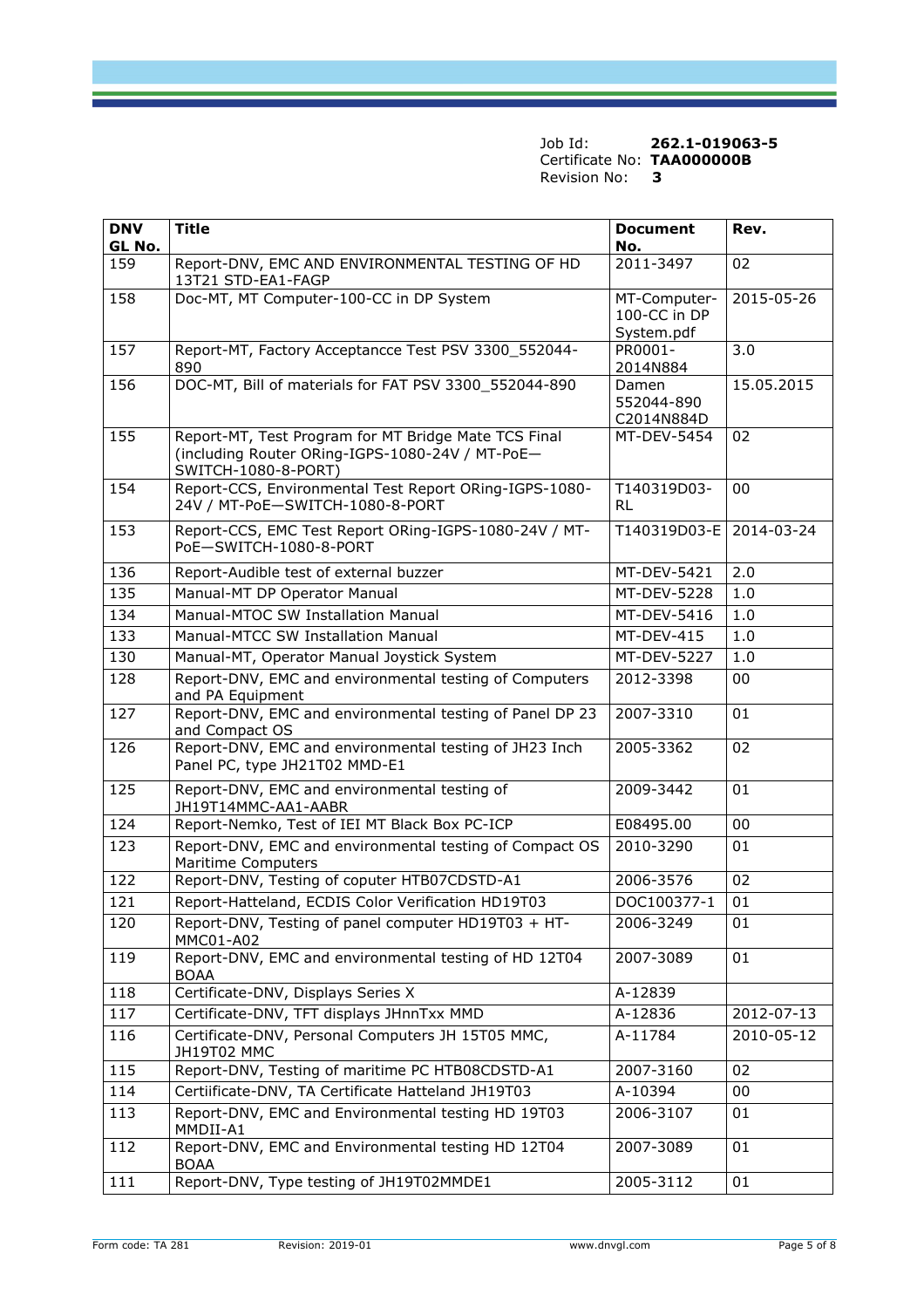Job Id: **262.1-019063-5**
Certificate No: **TAA000000B**
Revision No: **3**

| DNV GL No. | Title | Document No. | Rev. |
|---|---|---|---|
| 159 | Report-DNV, EMC AND ENVIRONMENTAL TESTING OF HD 13T21 STD-EA1-FAGP | 2011-3497 | 02 |
| 158 | Doc-MT, MT Computer-100-CC in DP System | MT-Computer-100-CC in DP System.pdf | 2015-05-26 |
| 157 | Report-MT, Factory Acceptancce Test PSV 3300_552044-890 | PR0001-2014N884 | 3.0 |
| 156 | DOC-MT, Bill of materials for FAT PSV 3300_552044-890 | Damen 552044-890 C2014N884D | 15.05.2015 |
| 155 | Report-MT, Test Program for MT Bridge Mate TCS Final (including Router ORing-IGPS-1080-24V / MT-PoE—SWITCH-1080-8-PORT) | MT-DEV-5454 | 02 |
| 154 | Report-CCS, Environmental Test Report ORing-IGPS-1080-24V / MT-PoE—SWITCH-1080-8-PORT | T140319D03-RL | 00 |
| 153 | Report-CCS, EMC Test Report ORing-IGPS-1080-24V / MT-PoE—SWITCH-1080-8-PORT | T140319D03-E | 2014-03-24 |
| 136 | Report-Audible test of external buzzer | MT-DEV-5421 | 2.0 |
| 135 | Manual-MT DP Operator Manual | MT-DEV-5228 | 1.0 |
| 134 | Manual-MTOC SW Installation Manual | MT-DEV-5416 | 1.0 |
| 133 | Manual-MTCC SW Installation Manual | MT-DEV-415 | 1.0 |
| 130 | Manual-MT, Operator Manual Joystick System | MT-DEV-5227 | 1.0 |
| 128 | Report-DNV, EMC and environmental testing of Computers and PA Equipment | 2012-3398 | 00 |
| 127 | Report-DNV, EMC and environmental testing of Panel DP 23 and Compact OS | 2007-3310 | 01 |
| 126 | Report-DNV, EMC and environmental testing of JH23 Inch Panel PC, type JH21T02 MMD-E1 | 2005-3362 | 02 |
| 125 | Report-DNV, EMC and environmental testing of JH19T14MMC-AA1-AABR | 2009-3442 | 01 |
| 124 | Report-Nemko, Test of IEI MT Black Box PC-ICP | E08495.00 | 00 |
| 123 | Report-DNV, EMC and environmental testing of Compact OS Maritime Computers | 2010-3290 | 01 |
| 122 | Report-DNV, Testing of coputer HTB07CDSTD-A1 | 2006-3576 | 02 |
| 121 | Report-Hatteland, ECDIS Color Verification HD19T03 | DOC100377-1 | 01 |
| 120 | Report-DNV, Testing of panel computer HD19T03 + HT-MMC01-A02 | 2006-3249 | 01 |
| 119 | Report-DNV, EMC and environmental testing of HD 12T04 BOAA | 2007-3089 | 01 |
| 118 | Certificate-DNV, Displays Series X | A-12839 | |
| 117 | Certificate-DNV, TFT displays JHnnTxx MMD | A-12836 | 2012-07-13 |
| 116 | Certificate-DNV, Personal Computers JH 15T05 MMC, JH19T02 MMC | A-11784 | 2010-05-12 |
| 115 | Report-DNV, Testing of maritime PC HTB08CDSTD-A1 | 2007-3160 | 02 |
| 114 | Certiificate-DNV, TA Certificate Hatteland JH19T03 | A-10394 | 00 |
| 113 | Report-DNV, EMC and Environmental testing HD 19T03 MMDII-A1 | 2006-3107 | 01 |
| 112 | Report-DNV, EMC and Environmental testing HD 12T04 BOAA | 2007-3089 | 01 |
| 111 | Report-DNV, Type testing of JH19T02MMDE1 | 2005-3112 | 01 |

Form code: TA 281    Revision: 2019-01    www.dnvgl.com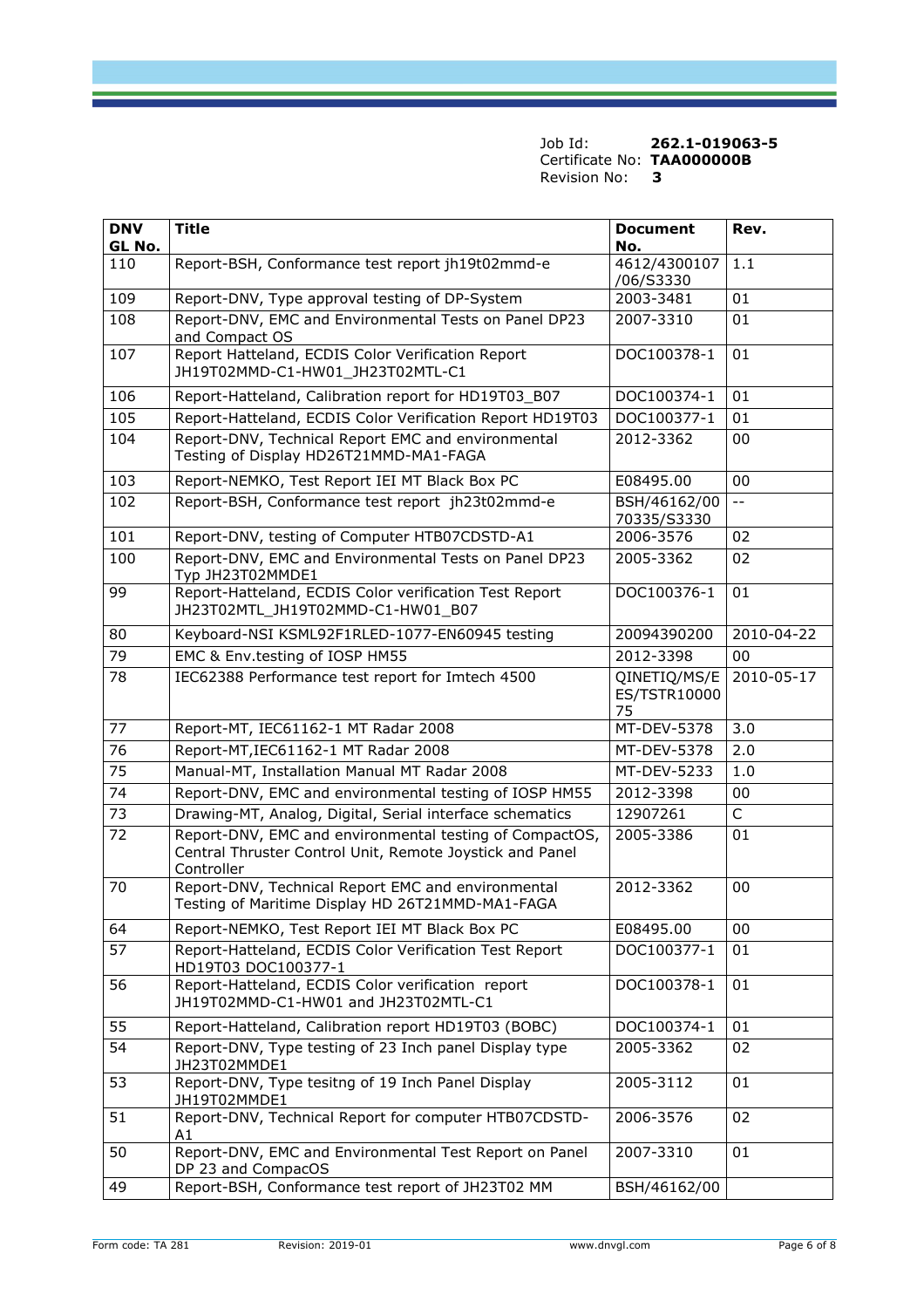Job Id: **262.1-019063-5**
Certificate No: **TAA000000B**
Revision No: **3**

| DNV GL No. | Title | Document No. | Rev. |
|---|---|---|---|
| 110 | Report-BSH, Conformance test report jh19t02mmd-e | 4612/4300107/06/S3330 | 1.1 |
| 109 | Report-DNV, Type approval testing of DP-System | 2003-3481 | 01 |
| 108 | Report-DNV, EMC and Environmental Tests on Panel DP23 and Compact OS | 2007-3310 | 01 |
| 107 | Report Hatteland, ECDIS Color Verification Report JH19T02MMD-C1-HW01_JH23T02MTL-C1 | DOC100378-1 | 01 |
| 106 | Report-Hatteland, Calibration report for HD19T03_B07 | DOC100374-1 | 01 |
| 105 | Report-Hatteland, ECDIS Color Verification Report HD19T03 | DOC100377-1 | 01 |
| 104 | Report-DNV, Technical Report EMC and environmental Testing of Display HD26T21MMD-MA1-FAGA | 2012-3362 | 00 |
| 103 | Report-NEMKO, Test Report IEI MT Black Box PC | E08495.00 | 00 |
| 102 | Report-BSH, Conformance test report jh23t02mmd-e | BSH/46162/0070335/S3330 | -- |
| 101 | Report-DNV, testing of Computer HTB07CDSTD-A1 | 2006-3576 | 02 |
| 100 | Report-DNV, EMC and Environmental Tests on Panel DP23 Typ JH23T02MMDE1 | 2005-3362 | 02 |
| 99 | Report-Hatteland, ECDIS Color verification Test Report JH23T02MTL_JH19T02MMD-C1-HW01_B07 | DOC100376-1 | 01 |
| 80 | Keyboard-NSI KSML92F1RLED-1077-EN60945 testing | 20094390200 | 2010-04-22 |
| 79 | EMC & Env.testing of IOSP HM55 | 2012-3398 | 00 |
| 78 | IEC62388 Performance test report for Imtech 4500 | QINETIQ/MS/ES/TSTR1000075 | 2010-05-17 |
| 77 | Report-MT, IEC61162-1 MT Radar 2008 | MT-DEV-5378 | 3.0 |
| 76 | Report-MT,IEC61162-1 MT Radar 2008 | MT-DEV-5378 | 2.0 |
| 75 | Manual-MT, Installation Manual MT Radar 2008 | MT-DEV-5233 | 1.0 |
| 74 | Report-DNV, EMC and environmental testing of IOSP HM55 | 2012-3398 | 00 |
| 73 | Drawing-MT, Analog, Digital, Serial interface schematics | 12907261 | C |
| 72 | Report-DNV, EMC and environmental testing of CompactOS, Central Thruster Control Unit, Remote Joystick and Panel Controller | 2005-3386 | 01 |
| 70 | Report-DNV, Technical Report EMC and environmental Testing of Maritime Display HD 26T21MMD-MA1-FAGA | 2012-3362 | 00 |
| 64 | Report-NEMKO, Test Report IEI MT Black Box PC | E08495.00 | 00 |
| 57 | Report-Hatteland, ECDIS Color Verification Test Report HD19T03 DOC100377-1 | DOC100377-1 | 01 |
| 56 | Report-Hatteland, ECDIS Color verification report JH19T02MMD-C1-HW01 and JH23T02MTL-C1 | DOC100378-1 | 01 |
| 55 | Report-Hatteland, Calibration report HD19T03 (BOBC) | DOC100374-1 | 01 |
| 54 | Report-DNV, Type testing of 23 Inch panel Display type JH23T02MMDE1 | 2005-3362 | 02 |
| 53 | Report-DNV, Type tesitng of 19 Inch Panel Display JH19T02MMDE1 | 2005-3112 | 01 |
| 51 | Report-DNV, Technical Report for computer HTB07CDSTD-A1 | 2006-3576 | 02 |
| 50 | Report-DNV, EMC and Environmental Test Report on Panel DP 23 and CompacOS | 2007-3310 | 01 |
| 49 | Report-BSH, Conformance test report of JH23T02 MM | BSH/46162/00 | |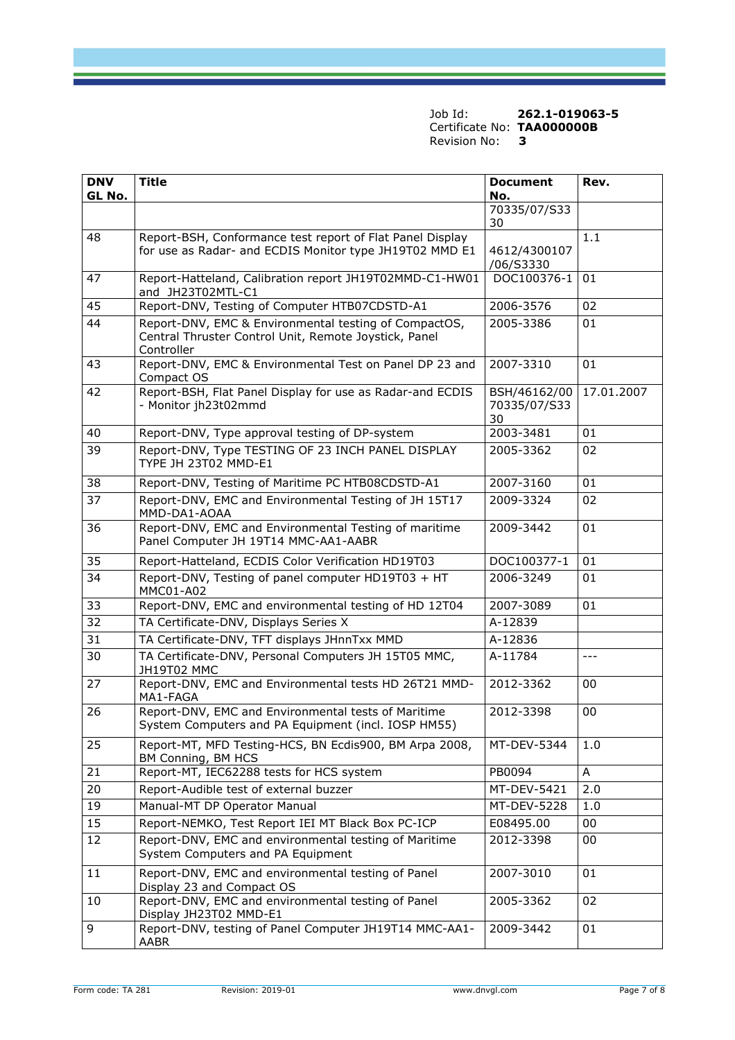Job Id: **262.1-019063-5**
Certificate No: **TAA000000B**
Revision No: **3**

| DNV GL No. | Title | Document No. | Rev. |
|---|---|---|---|
| | | 70335/07/S3330 | |
| 48 | Report-BSH, Conformance test report of Flat Panel Display for use as Radar- and ECDIS Monitor type JH19T02 MMD E1 | 4612/4300107/06/S3330 | 1.1 |
| 47 | Report-Hatteland, Calibration report JH19T02MMD-C1-HW01 and JH23T02MTL-C1 | DOC100376-1 | 01 |
| 45 | Report-DNV, Testing of Computer HTB07CDSTD-A1 | 2006-3576 | 02 |
| 44 | Report-DNV, EMC & Environmental testing of CompactOS, Central Thruster Control Unit, Remote Joystick, Panel Controller | 2005-3386 | 01 |
| 43 | Report-DNV, EMC & Environmental Test on Panel DP 23 and Compact OS | 2007-3310 | 01 |
| 42 | Report-BSH, Flat Panel Display for use as Radar-and ECDIS - Monitor jh23t02mmd | BSH/46162/0070335/07/S3330 | 17.01.2007 |
| 40 | Report-DNV, Type approval testing of DP-system | 2003-3481 | 01 |
| 39 | Report-DNV, Type TESTING OF 23 INCH PANEL DISPLAY TYPE JH 23T02 MMD-E1 | 2005-3362 | 02 |
| 38 | Report-DNV, Testing of Maritime PC HTB08CDSTD-A1 | 2007-3160 | 01 |
| 37 | Report-DNV, EMC and Environmental Testing of JH 15T17 MMD-DA1-AOAA | 2009-3324 | 02 |
| 36 | Report-DNV, EMC and Environmental Testing of maritime Panel Computer JH 19T14 MMC-AA1-AABR | 2009-3442 | 01 |
| 35 | Report-Hatteland, ECDIS Color Verification HD19T03 | DOC100377-1 | 01 |
| 34 | Report-DNV, Testing of panel computer HD19T03 + HT MMC01-A02 | 2006-3249 | 01 |
| 33 | Report-DNV, EMC and environmental testing of HD 12T04 | 2007-3089 | 01 |
| 32 | TA Certificate-DNV, Displays Series X | A-12839 | |
| 31 | TA Certificate-DNV, TFT displays JHnnTxx MMD | A-12836 | |
| 30 | TA Certificate-DNV, Personal Computers JH 15T05 MMC, JH19T02 MMC | A-11784 | --- |
| 27 | Report-DNV, EMC and Environmental tests HD 26T21 MMD-MA1-FAGA | 2012-3362 | 00 |
| 26 | Report-DNV, EMC and Environmental tests of Maritime System Computers and PA Equipment (incl. IOSP HM55) | 2012-3398 | 00 |
| 25 | Report-MT, MFD Testing-HCS, BN Ecdis900, BM Arpa 2008, BM Conning, BM HCS | MT-DEV-5344 | 1.0 |
| 21 | Report-MT, IEC62288 tests for HCS system | PB0094 | A |
| 20 | Report-Audible test of external buzzer | MT-DEV-5421 | 2.0 |
| 19 | Manual-MT DP Operator Manual | MT-DEV-5228 | 1.0 |
| 15 | Report-NEMKO, Test Report IEI MT Black Box PC-ICP | E08495.00 | 00 |
| 12 | Report-DNV, EMC and environmental testing of Maritime System Computers and PA Equipment | 2012-3398 | 00 |
| 11 | Report-DNV, EMC and environmental testing of Panel Display 23 and Compact OS | 2007-3010 | 01 |
| 10 | Report-DNV, EMC and environmental testing of Panel Display JH23T02 MMD-E1 | 2005-3362 | 02 |
| 9 | Report-DNV, testing of Panel Computer JH19T14 MMC-AA1-AABR | 2009-3442 | 01 |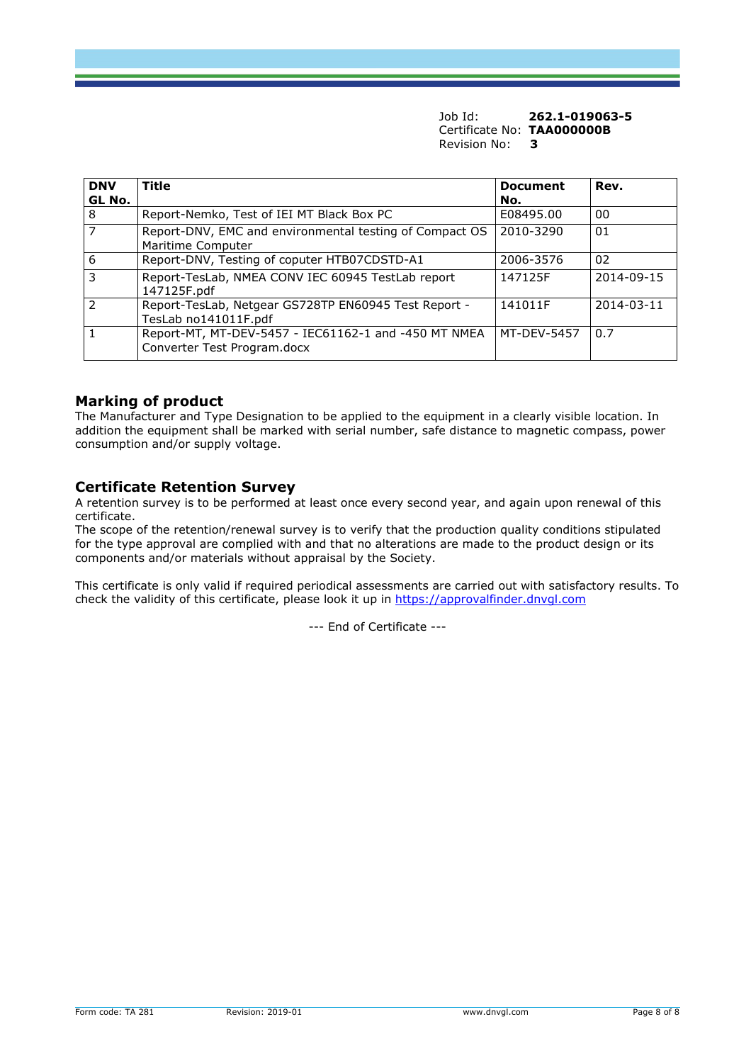Job Id: **262.1-019063-5**
Certificate No: **TAA000000B**
Revision No: **3**

| DNV GL No. | Title | Document No. | Rev. |
|---|---|---|---|
| 8 | Report-Nemko, Test of IEI MT Black Box PC | E08495.00 | 00 |
| 7 | Report-DNV, EMC and environmental testing of Compact OS Maritime Computer | 2010-3290 | 01 |
| 6 | Report-DNV, Testing of coputer HTB07CDSTD-A1 | 2006-3576 | 02 |
| 3 | Report-TesLab, NMEA CONV IEC 60945 TestLab report 147125F.pdf | 147125F | 2014-09-15 |
| 2 | Report-TesLab, Netgear GS728TP EN60945 Test Report - TesLab no141011F.pdf | 141011F | 2014-03-11 |
| 1 | Report-MT, MT-DEV-5457 - IEC61162-1 and -450 MT NMEA Converter Test Program.docx | MT-DEV-5457 | 0.7 |

## Marking of product

The Manufacturer and Type Designation to be applied to the equipment in a clearly visible location. In addition the equipment shall be marked with serial number, safe distance to magnetic compass, power consumption and/or supply voltage.

## Certificate Retention Survey

A retention survey is to be performed at least once every second year, and again upon renewal of this certificate.
The scope of the retention/renewal survey is to verify that the production quality conditions stipulated for the type approval are complied with and that no alterations are made to the product design or its components and/or materials without appraisal by the Society.

This certificate is only valid if required periodical assessments are carried out with satisfactory results. To check the validity of this certificate, please look it up in https://approvalfinder.dnvgl.com

--- End of Certificate ---